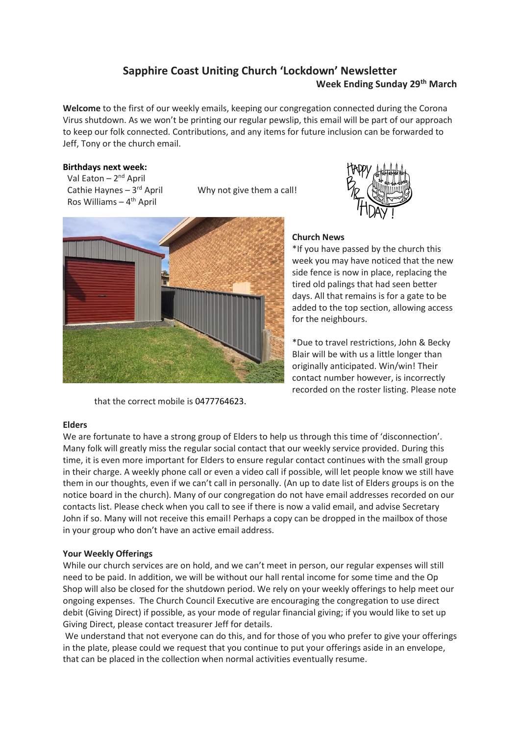# Sapphire Coast Uniting Church 'Lockdown' Newsletter

**Week Ending Sunday 29th March**

**Welcome** to the first of our weekly emails, keeping our congregation connected during the Corona Virus shutdown. As we won't be printing our regular pewslip, this email will be part of our approach to keep our folk connected. Contributions, and any items for future inclusion can be forwarded to Jeff, Tony or the church email.

**Birthdays next week:**

Val Eaton – 2nd April
Cathie Haynes – 3rd April
Ros Williams – 4th April

Why not give them a call!

**Church News**

*If you have passed by the church this week you may have noticed that the new side fence is now in place, replacing the tired old palings that had seen better days. All that remains is for a gate to be added to the top section, allowing access for the neighbours.

*Due to travel restrictions, John & Becky Blair will be with us a little longer than originally anticipated. Win/win! Their contact number however, is incorrectly recorded on the roster listing. Please note that the correct mobile is 0477764623.

**Elders**

We are fortunate to have a strong group of Elders to help us through this time of 'disconnection'. Many folk will greatly miss the regular social contact that our weekly service provided. During this time, it is even more important for Elders to ensure regular contact continues with the small group in their charge. A weekly phone call or even a video call if possible, will let people know we still have them in our thoughts, even if we can't call in personally. (An up to date list of Elders groups is on the notice board in the church). Many of our congregation do not have email addresses recorded on our contacts list. Please check when you call to see if there is now a valid email, and advise Secretary John if so. Many will not receive this email! Perhaps a copy can be dropped in the mailbox of those in your group who don't have an active email address.

**Your Weekly Offerings**

While our church services are on hold, and we can't meet in person, our regular expenses will still need to be paid. In addition, we will be without our hall rental income for some time and the Op Shop will also be closed for the shutdown period. We rely on your weekly offerings to help meet our ongoing expenses. The Church Council Executive are encouraging the congregation to use direct debit (Giving Direct) if possible, as your mode of regular financial giving; if you would like to set up Giving Direct, please contact treasurer Jeff for details.

We understand that not everyone can do this, and for those of you who prefer to give your offerings in the plate, please could we request that you continue to put your offerings aside in an envelope, that can be placed in the collection when normal activities eventually resume.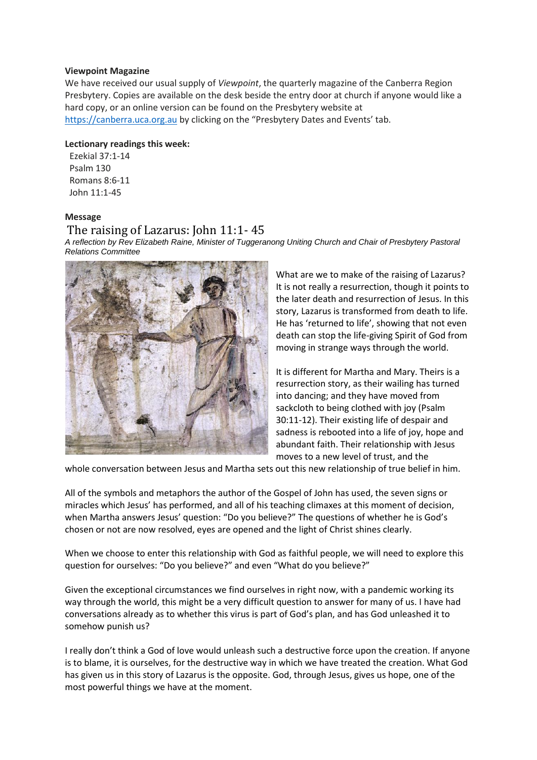**Viewpoint Magazine**

We have received our usual supply of *Viewpoint*, the quarterly magazine of the Canberra Region Presbytery. Copies are available on the desk beside the entry door at church if anyone would like a hard copy, or an online version can be found on the Presbytery website at https://canberra.uca.org.au by clicking on the "Presbytery Dates and Events' tab.

**Lectionary readings this week:**

Ezekial 37:1-14
Psalm 130
Romans 8:6-11
John 11:1-45

**Message**

# The raising of Lazarus: John 11:1- 45

*A reflection by Rev Elizabeth Raine, Minister of Tuggeranong Uniting Church and Chair of Presbytery Pastoral Relations Committee*

What are we to make of the raising of Lazarus? It is not really a resurrection, though it points to the later death and resurrection of Jesus. In this story, Lazarus is transformed from death to life. He has 'returned to life', showing that not even death can stop the life-giving Spirit of God from moving in strange ways through the world.

It is different for Martha and Mary. Theirs is a resurrection story, as their wailing has turned into dancing; and they have moved from sackcloth to being clothed with joy (Psalm 30:11-12). Their existing life of despair and sadness is rebooted into a life of joy, hope and abundant faith. Their relationship with Jesus moves to a new level of trust, and the whole conversation between Jesus and Martha sets out this new relationship of true belief in him.

All of the symbols and metaphors the author of the Gospel of John has used, the seven signs or miracles which Jesus' has performed, and all of his teaching climaxes at this moment of decision, when Martha answers Jesus' question: "Do you believe?" The questions of whether he is God's chosen or not are now resolved, eyes are opened and the light of Christ shines clearly.

When we choose to enter this relationship with God as faithful people, we will need to explore this question for ourselves: "Do you believe?" and even "What do you believe?"

Given the exceptional circumstances we find ourselves in right now, with a pandemic working its way through the world, this might be a very difficult question to answer for many of us. I have had conversations already as to whether this virus is part of God's plan, and has God unleashed it to somehow punish us?

I really don't think a God of love would unleash such a destructive force upon the creation. If anyone is to blame, it is ourselves, for the destructive way in which we have treated the creation. What God has given us in this story of Lazarus is the opposite. God, through Jesus, gives us hope, one of the most powerful things we have at the moment.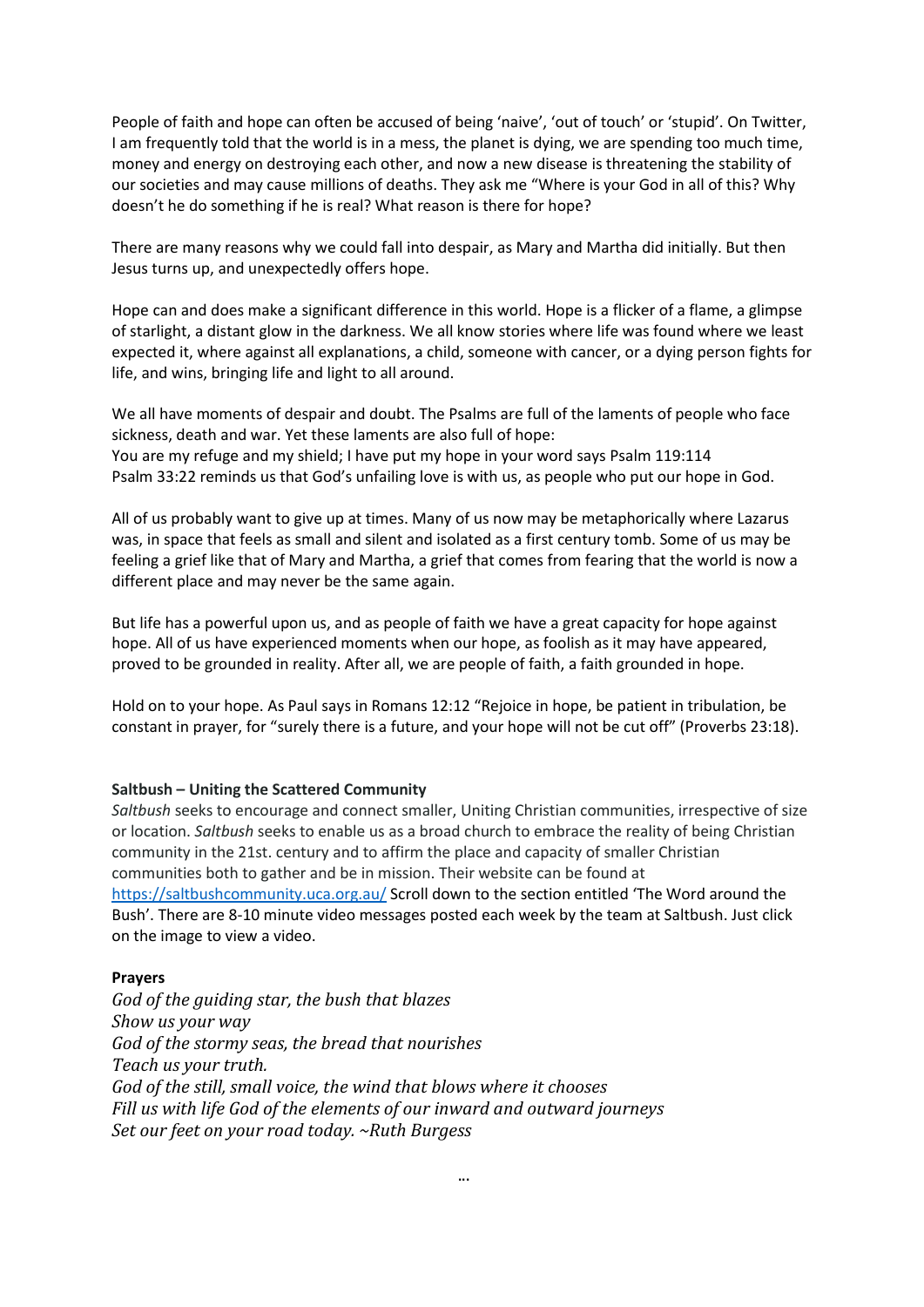People of faith and hope can often be accused of being 'naive', 'out of touch' or 'stupid'. On Twitter, I am frequently told that the world is in a mess, the planet is dying, we are spending too much time, money and energy on destroying each other, and now a new disease is threatening the stability of our societies and may cause millions of deaths. They ask me "Where is your God in all of this? Why doesn't he do something if he is real? What reason is there for hope?

There are many reasons why we could fall into despair, as Mary and Martha did initially. But then Jesus turns up, and unexpectedly offers hope.

Hope can and does make a significant difference in this world. Hope is a flicker of a flame, a glimpse of starlight, a distant glow in the darkness. We all know stories where life was found where we least expected it, where against all explanations, a child, someone with cancer, or a dying person fights for life, and wins, bringing life and light to all around.

We all have moments of despair and doubt. The Psalms are full of the laments of people who face sickness, death and war. Yet these laments are also full of hope:
You are my refuge and my shield; I have put my hope in your word says Psalm 119:114
Psalm 33:22 reminds us that God's unfailing love is with us, as people who put our hope in God.

All of us probably want to give up at times. Many of us now may be metaphorically where Lazarus was, in space that feels as small and silent and isolated as a first century tomb. Some of us may be feeling a grief like that of Mary and Martha, a grief that comes from fearing that the world is now a different place and may never be the same again.

But life has a powerful upon us, and as people of faith we have a great capacity for hope against hope. All of us have experienced moments when our hope, as foolish as it may have appeared, proved to be grounded in reality. After all, we are people of faith, a faith grounded in hope.

Hold on to your hope. As Paul says in Romans 12:12 "Rejoice in hope, be patient in tribulation, be constant in prayer, for "surely there is a future, and your hope will not be cut off" (Proverbs 23:18).

**Saltbush – Uniting the Scattered Community**

*Saltbush* seeks to encourage and connect smaller, Uniting Christian communities, irrespective of size or location. *Saltbush* seeks to enable us as a broad church to embrace the reality of being Christian community in the 21st. century and to affirm the place and capacity of smaller Christian communities both to gather and be in mission. Their website can be found at https://saltbushcommunity.uca.org.au/ Scroll down to the section entitled 'The Word around the Bush'. There are 8-10 minute video messages posted each week by the team at Saltbush. Just click on the image to view a video.

**Prayers**

*God of the guiding star, the bush that blazes*
*Show us your way*
*God of the stormy seas, the bread that nourishes*
*Teach us your truth.*
*God of the still, small voice, the wind that blows where it chooses*
*Fill us with life God of the elements of our inward and outward journeys*
*Set our feet on your road today. ~Ruth Burgess*

…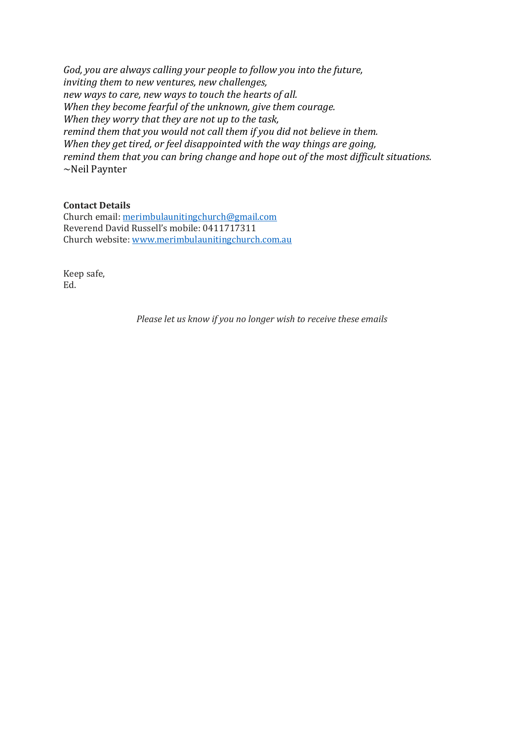*God, you are always calling your people to follow you into the future,*
*inviting them to new ventures, new challenges,*
*new ways to care, new ways to touch the hearts of all.*
*When they become fearful of the unknown, give them courage.*
*When they worry that they are not up to the task,*
*remind them that you would not call them if you did not believe in them.*
*When they get tired, or feel disappointed with the way things are going,*
*remind them that you can bring change and hope out of the most difficult situations.*
~Neil Paynter

**Contact Details**
Church email: merimbulaunitingchurch@gmail.com
Reverend David Russell's mobile: 0411717311
Church website: www.merimbulaunitingchurch.com.au

Keep safe,
Ed.

*Please let us know if you no longer wish to receive these emails*